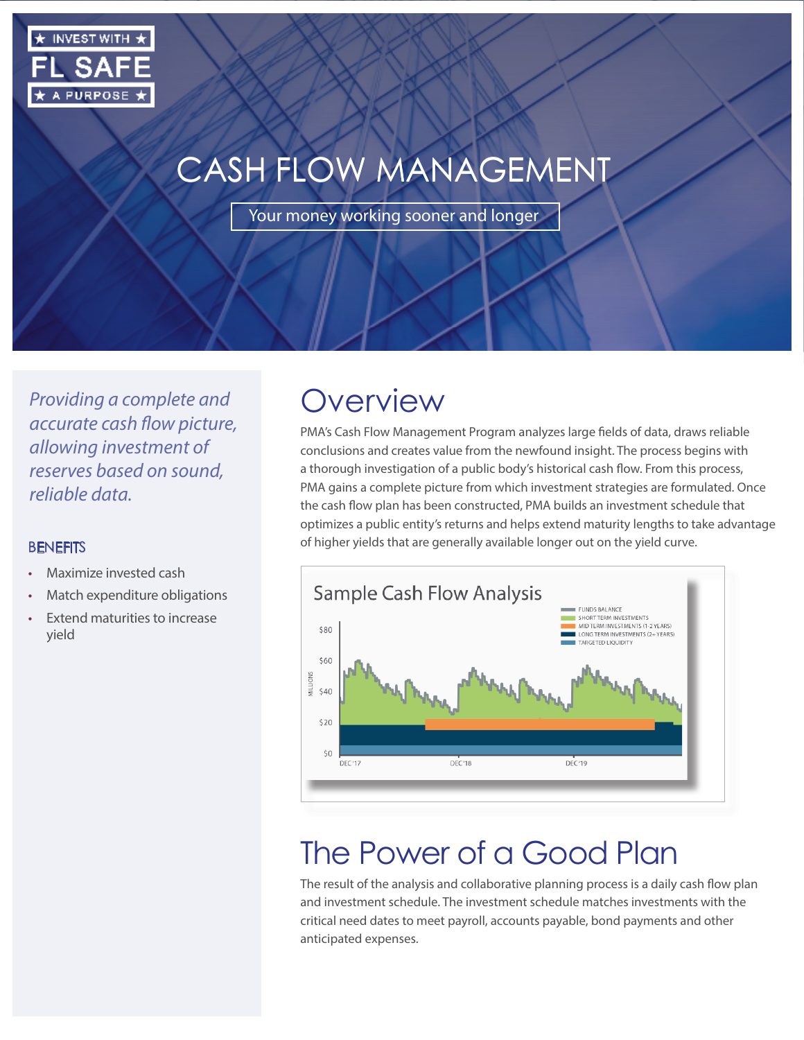★ INVEST WITH ★
FL SAFE
★ A PURPOSE ★

# CASH FLOW MANAGEMENT

Your money working sooner and longer

*Providing a complete and accurate cash flow picture, allowing investment of reserves based on sound, reliable data.*

### BENEFITS

- Maximize invested cash
- Match expenditure obligations
- Extend maturities to increase yield

## Overview

PMA's Cash Flow Management Program analyzes large fields of data, draws reliable conclusions and creates value from the newfound insight. The process begins with a thorough investigation of a public body's historical cash flow. From this process, PMA gains a complete picture from which investment strategies are formulated. Once the cash flow plan has been constructed, PMA builds an investment schedule that optimizes a public entity's returns and helps extend maturity lengths to take advantage of higher yields that are generally available longer out on the yield curve.

Sample Cash Flow Analysis

FUNDS BALANCE
SHORT TERM INVESTMENTS
MID TERM INVESTMENTS (1-2 YEARS)
LONG TERM INVESTMENTS (2+ YEARS)
TARGETED LIQUIDITY

MILLIONS: $0, $20, $40, $60, $80

DEC '17, DEC '18, DEC '19

## The Power of a Good Plan

The result of the analysis and collaborative planning process is a daily cash flow plan and investment schedule. The investment schedule matches investments with the critical need dates to meet payroll, accounts payable, bond payments and other anticipated expenses.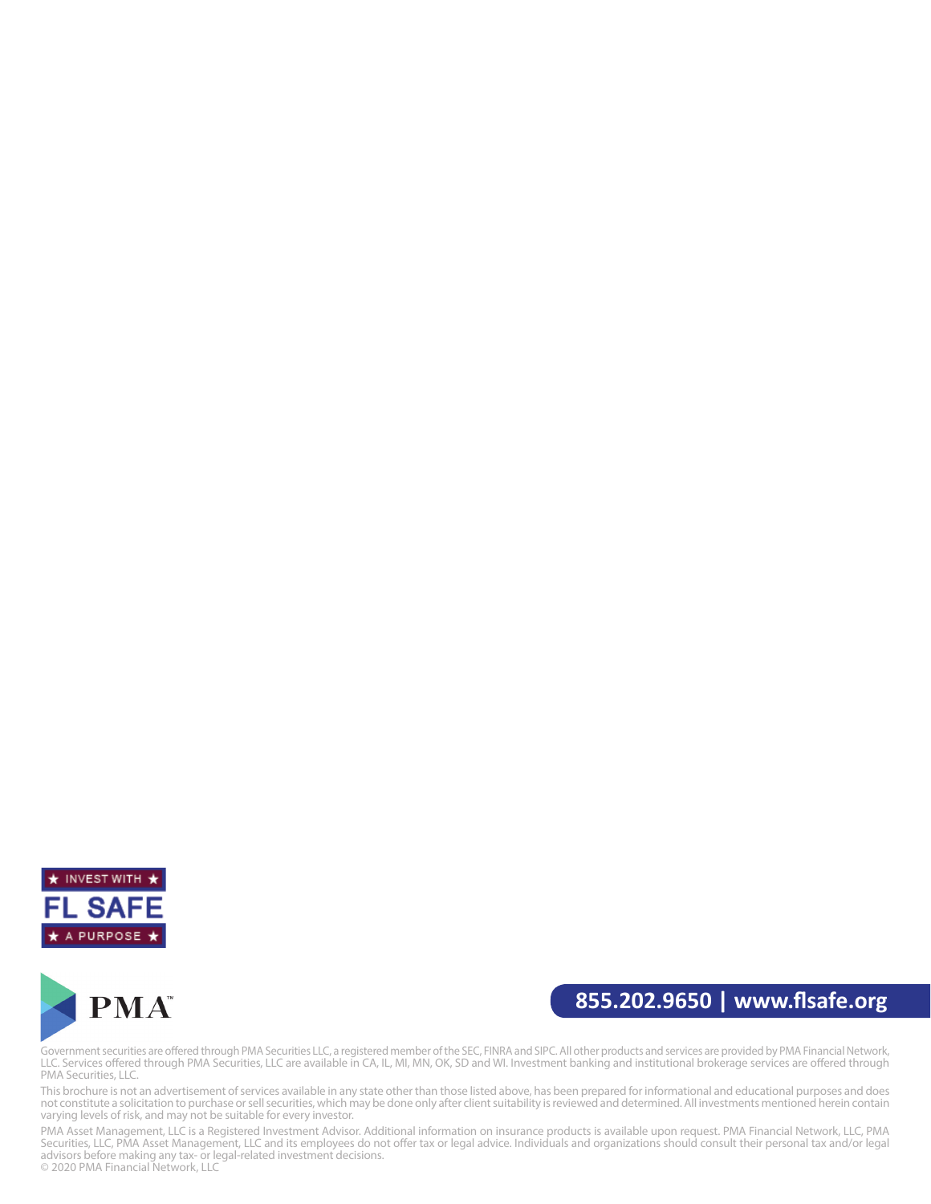★ INVEST WITH ★
FL SAFE
★ A PURPOSE ★

PMA™

**855.202.9650 | www.flsafe.org**

Government securities are offered through PMA Securities LLC, a registered member of the SEC, FINRA and SIPC. All other products and services are provided by PMA Financial Network, LLC. Services offered through PMA Securities, LLC are available in CA, IL, MI, MN, OK, SD and WI. Investment banking and institutional brokerage services are offered through PMA Securities, LLC.

This brochure is not an advertisement of services available in any state other than those listed above, has been prepared for informational and educational purposes and does not constitute a solicitation to purchase or sell securities, which may be done only after client suitability is reviewed and determined. All investments mentioned herein contain varying levels of risk, and may not be suitable for every investor.

PMA Asset Management, LLC is a Registered Investment Advisor. Additional information on insurance products is available upon request. PMA Financial Network, LLC, PMA Securities, LLC, PMA Asset Management, LLC and its employees do not offer tax or legal advice. Individuals and organizations should consult their personal tax and/or legal advisors before making any tax- or legal-related investment decisions.
© 2020 PMA Financial Network, LLC